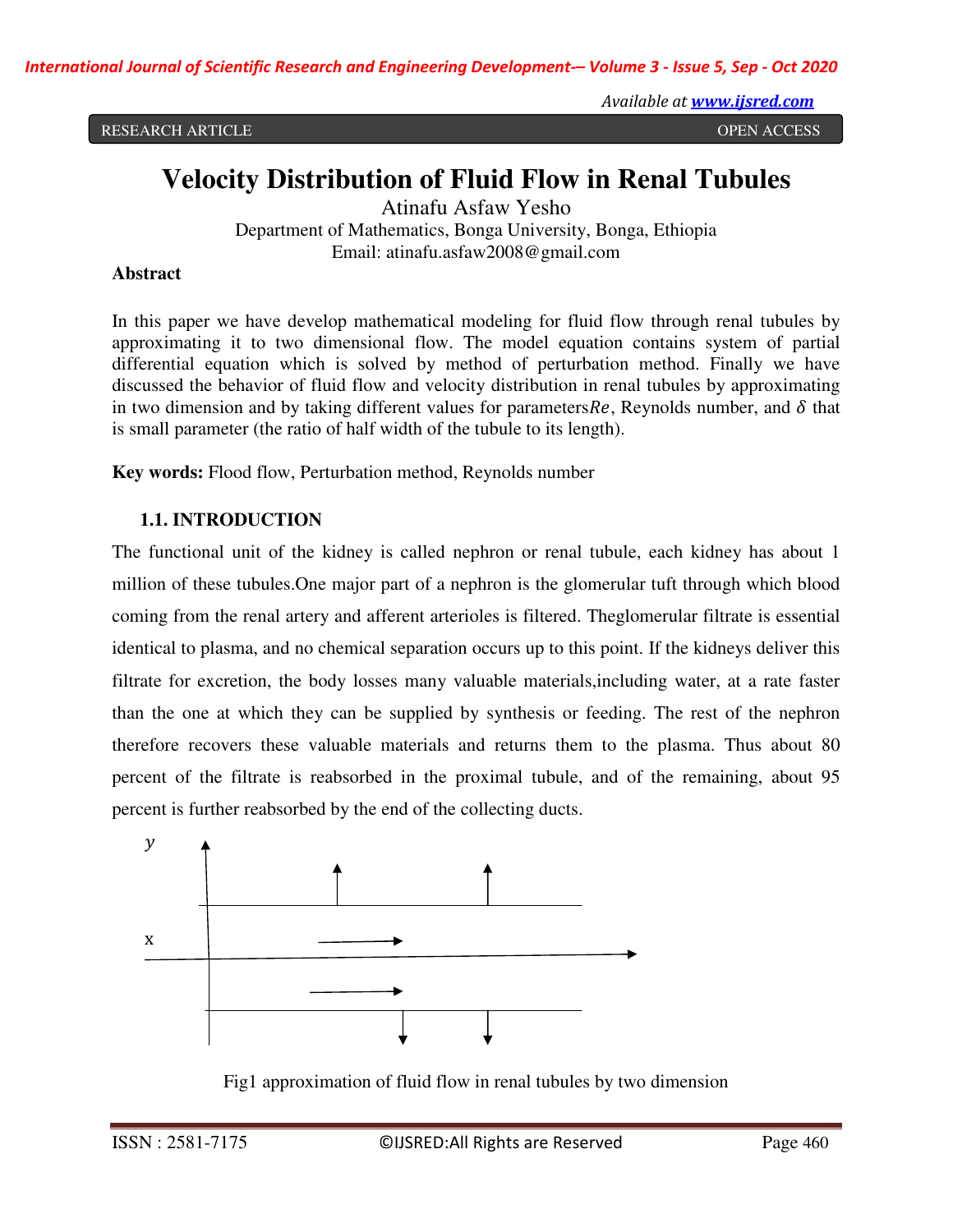# Velocity Distribution of Fluid Flow in Renal Tubules

Atinafu Asfaw Yesho

Department of Mathematics, Bonga University, Bonga, Ethiopia

Email: atinafu.asfaw2008@gmail.com

**Abstract**

In this paper we have develop mathematical modeling for fluid flow through renal tubules by approximating it to two dimensional flow. The model equation contains system of partial differential equation which is solved by method of perturbation method. Finally we have discussed the behavior of fluid flow and velocity distribution in renal tubules by approximating in two dimension and by taking different values for parameters$Re$, Reynolds number, and $\delta$ that is small parameter (the ratio of half width of the tubule to its length).

**Key words:** Flood flow, Perturbation method, Reynolds number

## 1.1. INTRODUCTION

The functional unit of the kidney is called nephron or renal tubule, each kidney has about 1 million of these tubules.One major part of a nephron is the glomerular tuft through which blood coming from the renal artery and afferent arterioles is filtered. Theglomerular filtrate is essential identical to plasma, and no chemical separation occurs up to this point. If the kidneys deliver this filtrate for excretion, the body losses many valuable materials,including water, at a rate faster than the one at which they can be supplied by synthesis or feeding. The rest of the nephron therefore recovers these valuable materials and returns them to the plasma. Thus about 80 percent of the filtrate is reabsorbed in the proximal tubule, and of the remaining, about 95 percent is further reabsorbed by the end of the collecting ducts.

$y$

x

Fig1 approximation of fluid flow in renal tubules by two dimension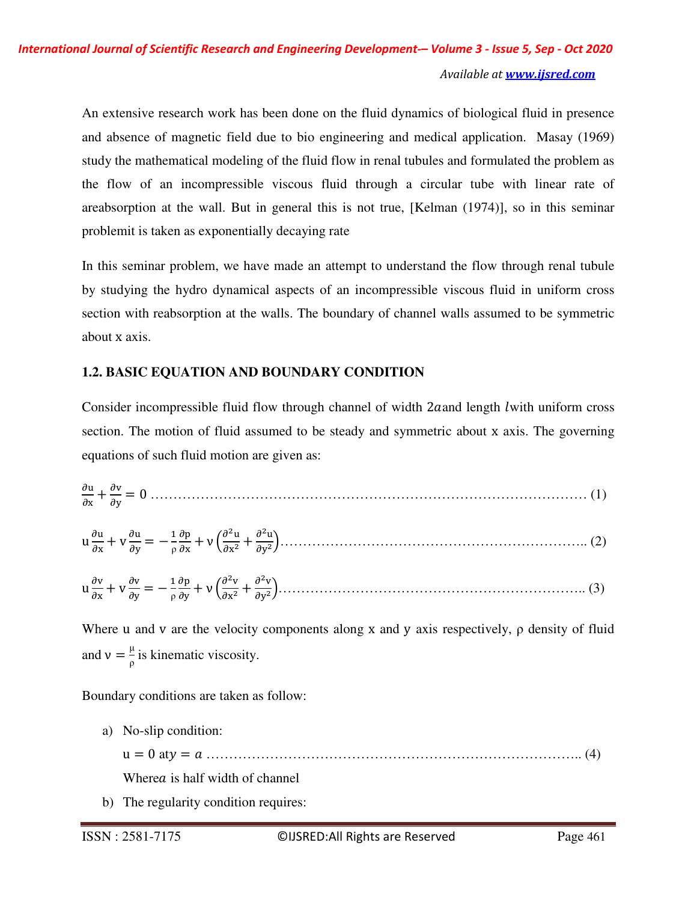An extensive research work has been done on the fluid dynamics of biological fluid in presence and absence of magnetic field due to bio engineering and medical application. Masay (1969) study the mathematical modeling of the fluid flow in renal tubules and formulated the problem as the flow of an incompressible viscous fluid through a circular tube with linear rate of areabsorption at the wall. But in general this is not true, [Kelman (1974)], so in this seminar problemit is taken as exponentially decaying rate

In this seminar problem, we have made an attempt to understand the flow through renal tubule by studying the hydro dynamical aspects of an incompressible viscous fluid in uniform cross section with reabsorption at the walls. The boundary of channel walls assumed to be symmetric about x axis.

### 1.2. BASIC EQUATION AND BOUNDARY CONDITION

Consider incompressible fluid flow through channel of width $2a$and length $l$with uniform cross section. The motion of fluid assumed to be steady and symmetric about x axis. The governing equations of such fluid motion are given as:

$$\frac{\partial u}{\partial x} + \frac{\partial v}{\partial y} = 0 \quad \ldots (1)$$

$$u\frac{\partial u}{\partial x} + v\frac{\partial u}{\partial y} = -\frac{1}{\rho}\frac{\partial p}{\partial x} + \nu\left(\frac{\partial^2 u}{\partial x^2} + \frac{\partial^2 u}{\partial y^2}\right) \quad \ldots (2)$$

$$u\frac{\partial v}{\partial x} + v\frac{\partial v}{\partial y} = -\frac{1}{\rho}\frac{\partial p}{\partial y} + \nu\left(\frac{\partial^2 v}{\partial x^2} + \frac{\partial^2 v}{\partial y^2}\right) \quad \ldots (3)$$

Where u and v are the velocity components along x and y axis respectively, $\rho$ density of fluid and $\nu = \frac{\mu}{\rho}$ is kinematic viscosity.

Boundary conditions are taken as follow:

a) No-slip condition:

$$u = 0 \text{ at } y = a \quad \ldots (4)$$

Where$a$ is half width of channel

b) The regularity condition requires: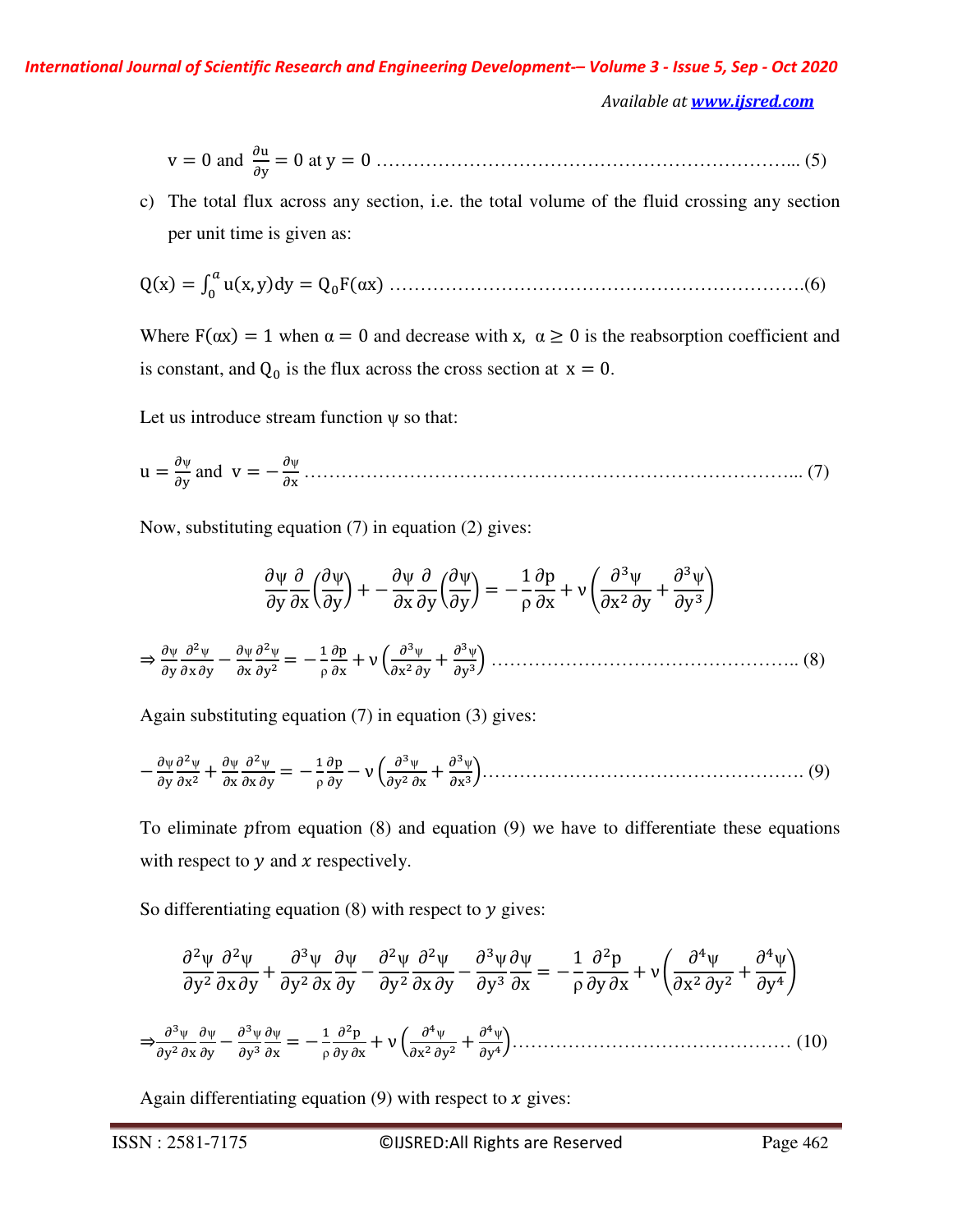$$v = 0 \text{ and } \frac{\partial u}{\partial y} = 0 \text{ at } y = 0 \quad \text{... (5)}$$

c) The total flux across any section, i.e. the total volume of the fluid crossing any section per unit time is given as:

$$Q(x) = \int_0^{\alpha} u(x,y)dy = Q_0 F(\alpha x) \quad \text{...(6)}$$

Where $F(\alpha x) = 1$ when $\alpha = 0$ and decrease with x, $\alpha \geq 0$ is the reabsorption coefficient and is constant, and $Q_0$ is the flux across the cross section at $x = 0$.

Let us introduce stream function $\psi$ so that:

$$u = \frac{\partial \psi}{\partial y} \text{ and } v = -\frac{\partial \psi}{\partial x} \quad \text{... (7)}$$

Now, substituting equation (7) in equation (2) gives:

$$\frac{\partial \psi}{\partial y}\frac{\partial}{\partial x}\left(\frac{\partial \psi}{\partial y}\right) + -\frac{\partial \psi}{\partial x}\frac{\partial}{\partial y}\left(\frac{\partial \psi}{\partial y}\right) = -\frac{1}{\rho}\frac{\partial p}{\partial x} + \nu\left(\frac{\partial^3 \psi}{\partial x^2 \partial y} + \frac{\partial^3 \psi}{\partial y^3}\right)$$

$$\Rightarrow \frac{\partial \psi}{\partial y}\frac{\partial^2 \psi}{\partial x \partial y} - \frac{\partial \psi}{\partial x}\frac{\partial^2 \psi}{\partial y^2} = -\frac{1}{\rho}\frac{\partial p}{\partial x} + \nu\left(\frac{\partial^3 \psi}{\partial x^2 \partial y} + \frac{\partial^3 \psi}{\partial y^3}\right) \quad \text{... (8)}$$

Again substituting equation (7) in equation (3) gives:

$$-\frac{\partial \psi}{\partial y}\frac{\partial^2 \psi}{\partial x^2} + \frac{\partial \psi}{\partial x}\frac{\partial^2 \psi}{\partial x \partial y} = -\frac{1}{\rho}\frac{\partial p}{\partial y} - \nu\left(\frac{\partial^3 \psi}{\partial y^2 \partial x} + \frac{\partial^3 \psi}{\partial x^3}\right) \quad \text{... (9)}$$

To eliminate $p$from equation (8) and equation (9) we have to differentiate these equations with respect to $y$ and $x$ respectively.

So differentiating equation (8) with respect to $y$ gives:

$$\frac{\partial^2 \psi}{\partial y^2}\frac{\partial^2 \psi}{\partial x \partial y} + \frac{\partial^3 \psi}{\partial y^2 \partial x}\frac{\partial \psi}{\partial y} - \frac{\partial^2 \psi}{\partial y^2}\frac{\partial^2 \psi}{\partial x \partial y} - \frac{\partial^3 \psi}{\partial y^3}\frac{\partial \psi}{\partial x} = -\frac{1}{\rho}\frac{\partial^2 p}{\partial y \partial x} + \nu\left(\frac{\partial^4 \psi}{\partial x^2 \partial y^2} + \frac{\partial^4 \psi}{\partial y^4}\right)$$

$$\Rightarrow \frac{\partial^3 \psi}{\partial y^2 \partial x}\frac{\partial \psi}{\partial y} - \frac{\partial^3 \psi}{\partial y^3}\frac{\partial \psi}{\partial x} = -\frac{1}{\rho}\frac{\partial^2 p}{\partial y \partial x} + \nu\left(\frac{\partial^4 \psi}{\partial x^2 \partial y^2} + \frac{\partial^4 \psi}{\partial y^4}\right) \quad \text{... (10)}$$

Again differentiating equation (9) with respect to $x$ gives: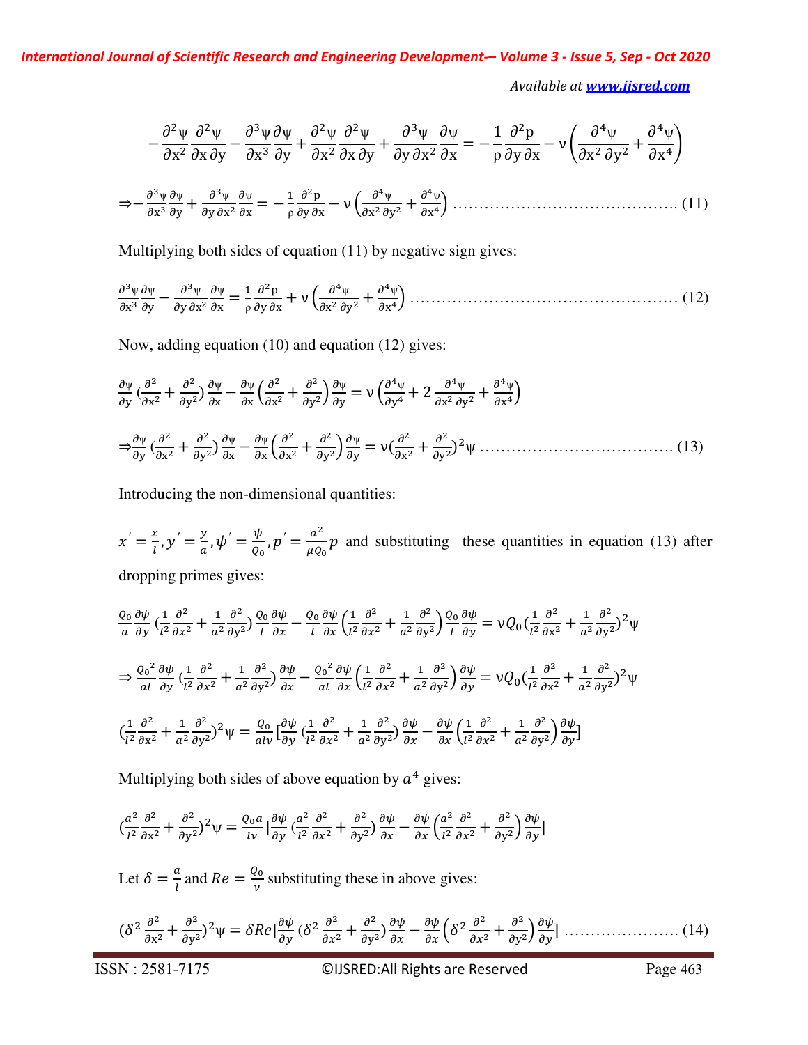$$-\frac{\partial^2 \psi}{\partial x^2}\frac{\partial^2 \psi}{\partial x \partial y}-\frac{\partial^3 \psi}{\partial x^3}\frac{\partial \psi}{\partial y}+\frac{\partial^2 \psi}{\partial x^2}\frac{\partial^2 \psi}{\partial x \partial y}+\frac{\partial^3 \psi}{\partial y \partial x^2}\frac{\partial \psi}{\partial x}=-\frac{1}{\rho}\frac{\partial^2 p}{\partial y \partial x}-\nu\left(\frac{\partial^4 \psi}{\partial x^2 \partial y^2}+\frac{\partial^4 \psi}{\partial x^4}\right)$$

$$\Rightarrow -\frac{\partial^3 \psi}{\partial x^3}\frac{\partial \psi}{\partial y}+\frac{\partial^3 \psi}{\partial y \partial x^2}\frac{\partial \psi}{\partial x}=-\frac{1}{\rho}\frac{\partial^2 p}{\partial y \partial x}-\nu\left(\frac{\partial^4 \psi}{\partial x^2 \partial y^2}+\frac{\partial^4 \psi}{\partial x^4}\right) \quad \ldots\ldots (11)$$

Multiplying both sides of equation (11) by negative sign gives:

$$\frac{\partial^3 \psi}{\partial x^3}\frac{\partial \psi}{\partial y}-\frac{\partial^3 \psi}{\partial y \partial x^2}\frac{\partial \psi}{\partial x}=\frac{1}{\rho}\frac{\partial^2 p}{\partial y \partial x}+\nu\left(\frac{\partial^4 \psi}{\partial x^2 \partial y^2}+\frac{\partial^4 \psi}{\partial x^4}\right) \quad \ldots\ldots (12)$$

Now, adding equation (10) and equation (12) gives:

$$\frac{\partial \psi}{\partial y}\left(\frac{\partial^2}{\partial x^2}+\frac{\partial^2}{\partial y^2}\right)\frac{\partial \psi}{\partial x}-\frac{\partial \psi}{\partial x}\left(\frac{\partial^2}{\partial x^2}+\frac{\partial^2}{\partial y^2}\right)\frac{\partial \psi}{\partial y}=\nu\left(\frac{\partial^4 \psi}{\partial y^4}+2\frac{\partial^4 \psi}{\partial x^2 \partial y^2}+\frac{\partial^4 \psi}{\partial x^4}\right)$$

$$\Rightarrow \frac{\partial \psi}{\partial y}\left(\frac{\partial^2}{\partial x^2}+\frac{\partial^2}{\partial y^2}\right)\frac{\partial \psi}{\partial x}-\frac{\partial \psi}{\partial x}\left(\frac{\partial^2}{\partial x^2}+\frac{\partial^2}{\partial y^2}\right)\frac{\partial \psi}{\partial y}=\nu\left(\frac{\partial^2}{\partial x^2}+\frac{\partial^2}{\partial y^2}\right)^2\psi \quad \ldots\ldots (13)$$

Introducing the non-dimensional quantities:

$x'=\frac{x}{l}, y'=\frac{y}{a}, \psi'=\frac{\psi}{Q_0}, p'=\frac{a^2}{\mu Q_0}p$ and substituting these quantities in equation (13) after dropping primes gives:

$$\frac{Q_0}{a}\frac{\partial \psi}{\partial y}\left(\frac{1}{l^2}\frac{\partial^2}{\partial x^2}+\frac{1}{a^2}\frac{\partial^2}{\partial y^2}\right)\frac{Q_0}{l}\frac{\partial \psi}{\partial x}-\frac{Q_0}{l}\frac{\partial \psi}{\partial x}\left(\frac{1}{l^2}\frac{\partial^2}{\partial x^2}+\frac{1}{a^2}\frac{\partial^2}{\partial y^2}\right)\frac{Q_0}{l}\frac{\partial \psi}{\partial y}=\nu Q_0\left(\frac{1}{l^2}\frac{\partial^2}{\partial x^2}+\frac{1}{a^2}\frac{\partial^2}{\partial y^2}\right)^2\psi$$

$$\Rightarrow \frac{{Q_0}^2}{al}\frac{\partial \psi}{\partial y}\left(\frac{1}{l^2}\frac{\partial^2}{\partial x^2}+\frac{1}{a^2}\frac{\partial^2}{\partial y^2}\right)\frac{\partial \psi}{\partial x}-\frac{{Q_0}^2}{al}\frac{\partial \psi}{\partial x}\left(\frac{1}{l^2}\frac{\partial^2}{\partial x^2}+\frac{1}{a^2}\frac{\partial^2}{\partial y^2}\right)\frac{\partial \psi}{\partial y}=\nu Q_0\left(\frac{1}{l^2}\frac{\partial^2}{\partial x^2}+\frac{1}{a^2}\frac{\partial^2}{\partial y^2}\right)^2\psi$$

$$\left(\frac{1}{l^2}\frac{\partial^2}{\partial x^2}+\frac{1}{a^2}\frac{\partial^2}{\partial y^2}\right)^2\psi=\frac{Q_0}{al\nu}\left[\frac{\partial \psi}{\partial y}\left(\frac{1}{l^2}\frac{\partial^2}{\partial x^2}+\frac{1}{a^2}\frac{\partial^2}{\partial y^2}\right)\frac{\partial \psi}{\partial x}-\frac{\partial \psi}{\partial x}\left(\frac{1}{l^2}\frac{\partial^2}{\partial x^2}+\frac{1}{a^2}\frac{\partial^2}{\partial y^2}\right)\frac{\partial \psi}{\partial y}\right]$$

Multiplying both sides of above equation by $a^4$ gives:

$$\left(\frac{a^2}{l^2}\frac{\partial^2}{\partial x^2}+\frac{\partial^2}{\partial y^2}\right)^2\psi=\frac{Q_0 a}{l\nu}\left[\frac{\partial \psi}{\partial y}\left(\frac{a^2}{l^2}\frac{\partial^2}{\partial x^2}+\frac{\partial^2}{\partial y^2}\right)\frac{\partial \psi}{\partial x}-\frac{\partial \psi}{\partial x}\left(\frac{a^2}{l^2}\frac{\partial^2}{\partial x^2}+\frac{\partial^2}{\partial y^2}\right)\frac{\partial \psi}{\partial y}\right]$$

Let $\delta=\frac{a}{l}$ and $Re=\frac{Q_0}{\nu}$ substituting these in above gives:

$$\left(\delta^2\frac{\partial^2}{\partial x^2}+\frac{\partial^2}{\partial y^2}\right)^2\psi=\delta Re\left[\frac{\partial \psi}{\partial y}\left(\delta^2\frac{\partial^2}{\partial x^2}+\frac{\partial^2}{\partial y^2}\right)\frac{\partial \psi}{\partial x}-\frac{\partial \psi}{\partial x}\left(\delta^2\frac{\partial^2}{\partial x^2}+\frac{\partial^2}{\partial y^2}\right)\frac{\partial \psi}{\partial y}\right] \quad \ldots\ldots (14)$$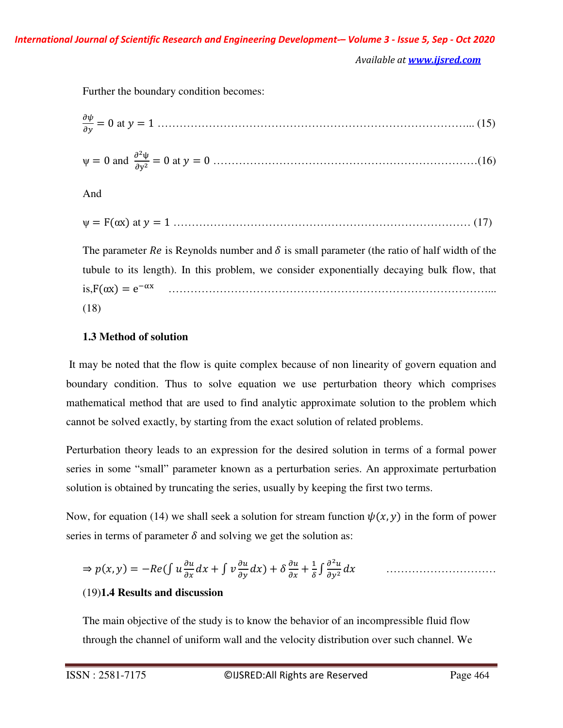Further the boundary condition becomes:

$$\frac{\partial \psi}{\partial y} = 0 \text{ at } y = 1 \quad \ldots\ldots (15)$$

$$\psi = 0 \text{ and } \frac{\partial^2 \psi}{\partial y^2} = 0 \text{ at } y = 0 \quad \ldots\ldots (16)$$

And

$$\psi = F(\alpha x) \text{ at } y = 1 \quad \ldots\ldots (17)$$

The parameter $Re$ is Reynolds number and $\delta$ is small parameter (the ratio of half width of the tubule to its length). In this problem, we consider exponentially decaying bulk flow, that is, $F(\alpha x) = e^{-\alpha x}$ ……………………………………………………………………………... (18)

### 1.3 Method of solution

It may be noted that the flow is quite complex because of non linearity of govern equation and boundary condition. Thus to solve equation we use perturbation theory which comprises mathematical method that are used to find analytic approximate solution to the problem which cannot be solved exactly, by starting from the exact solution of related problems.

Perturbation theory leads to an expression for the desired solution in terms of a formal power series in some "small" parameter known as a perturbation series. An approximate perturbation solution is obtained by truncating the series, usually by keeping the first two terms.

Now, for equation (14) we shall seek a solution for stream function $\psi(x, y)$ in the form of power series in terms of parameter $\delta$ and solving we get the solution as:

$$\Rightarrow p(x, y) = -Re\left(\int u \frac{\partial u}{\partial x} dx + \int v \frac{\partial u}{\partial y} dx\right) + \delta \frac{\partial u}{\partial x} + \frac{1}{\delta} \int \frac{\partial^2 u}{\partial y^2} dx \quad \ldots\ldots (19)$$

### 1.4 Results and discussion

The main objective of the study is to know the behavior of an incompressible fluid flow through the channel of uniform wall and the velocity distribution over such channel. We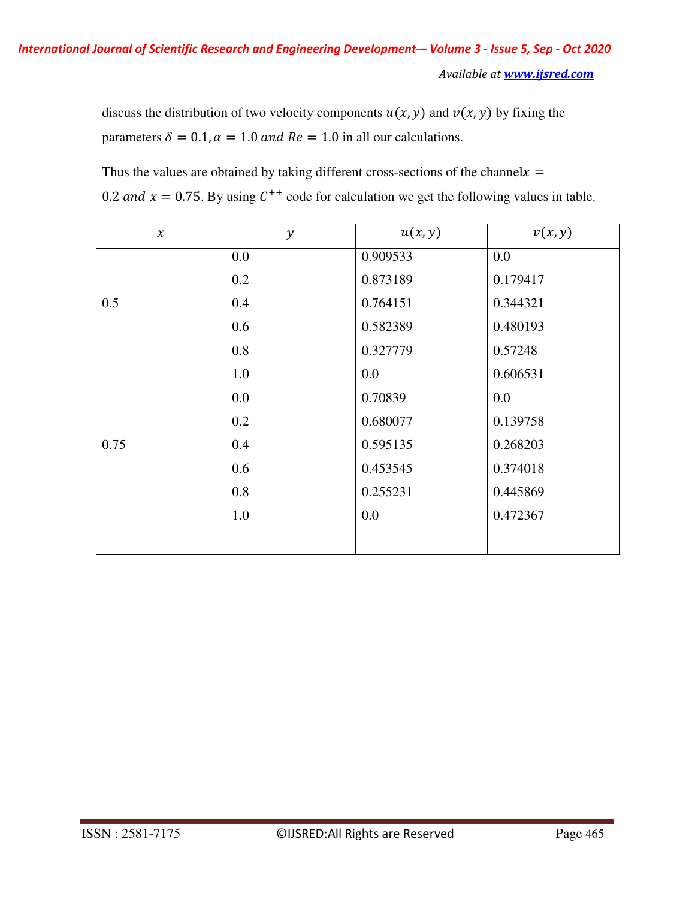discuss the distribution of two velocity components $u(x, y)$ and $v(x, y)$ by fixing the parameters $\delta = 0.1, \alpha = 1.0$ *and* $Re = 1.0$ in all our calculations.

Thus the values are obtained by taking different cross-sections of the channel$x = 0.2$ *and* $x = 0.75$. By using $C^{++}$ code for calculation we get the following values in table.

| $x$ | $y$ | $u(x,y)$ | $v(x,y)$ |
|---|---|---|---|
| 0.5 | 0.0 | 0.909533 | 0.0 |
| | 0.2 | 0.873189 | 0.179417 |
| | 0.4 | 0.764151 | 0.344321 |
| | 0.6 | 0.582389 | 0.480193 |
| | 0.8 | 0.327779 | 0.57248 |
| | 1.0 | 0.0 | 0.606531 |
| 0.75 | 0.0 | 0.70839 | 0.0 |
| | 0.2 | 0.680077 | 0.139758 |
| | 0.4 | 0.595135 | 0.268203 |
| | 0.6 | 0.453545 | 0.374018 |
| | 0.8 | 0.255231 | 0.445869 |
| | 1.0 | 0.0 | 0.472367 |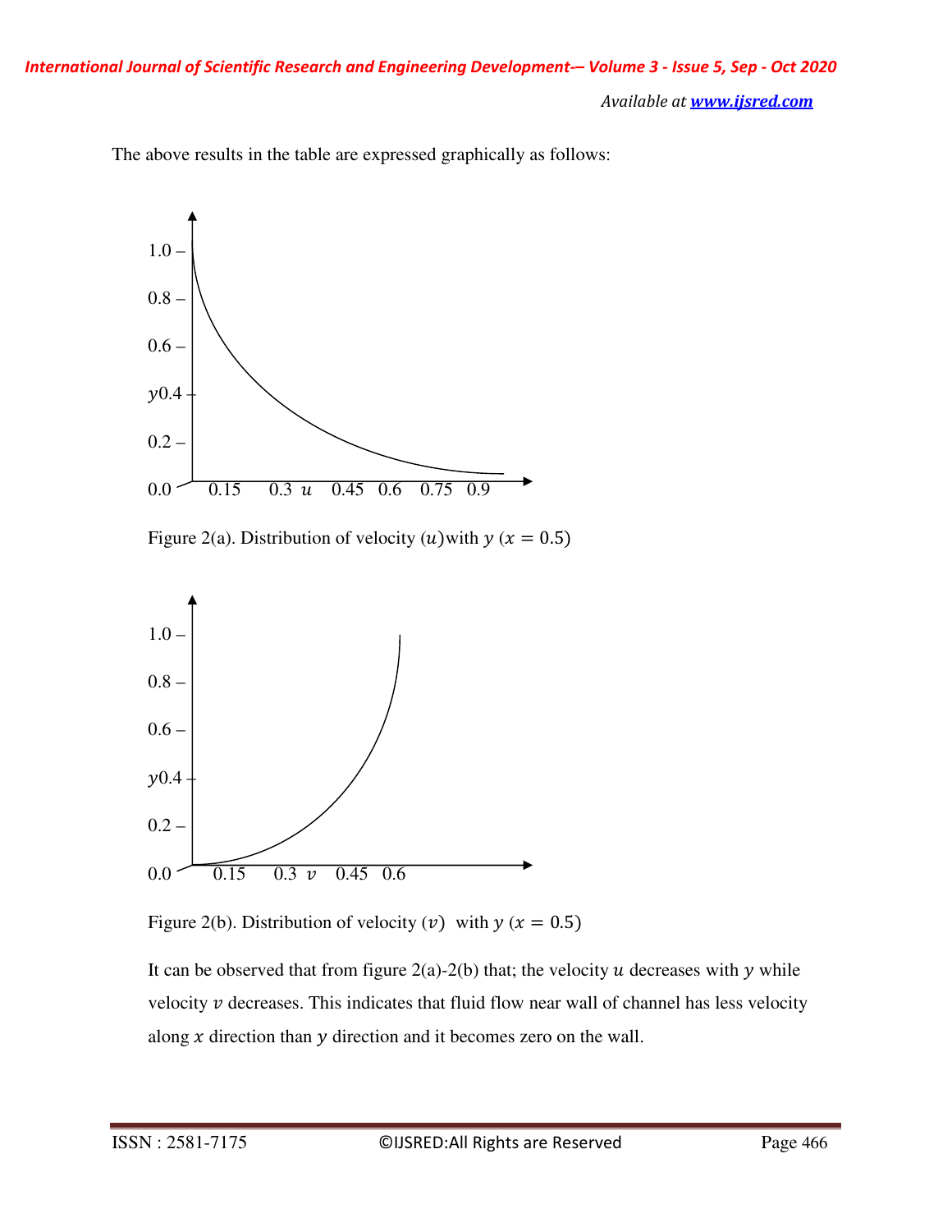The above results in the table are expressed graphically as follows:

1.0
0.8
0.6
$y$0.4
0.2
0.0
0.15 0.3 $u$ 0.45 0.6 0.75 0.9

Figure 2(a). Distribution of velocity $(u)$ with $y$ $(x = 0.5)$

1.0
0.8
0.6
$y$0.4
0.2
0.0
0.15 0.3 $v$ 0.45 0.6

Figure 2(b). Distribution of velocity $(v)$ with $y$ $(x = 0.5)$

It can be observed that from figure 2(a)-2(b) that; the velocity $u$ decreases with $y$ while velocity $v$ decreases. This indicates that fluid flow near wall of channel has less velocity along $x$ direction than $y$ direction and it becomes zero on the wall.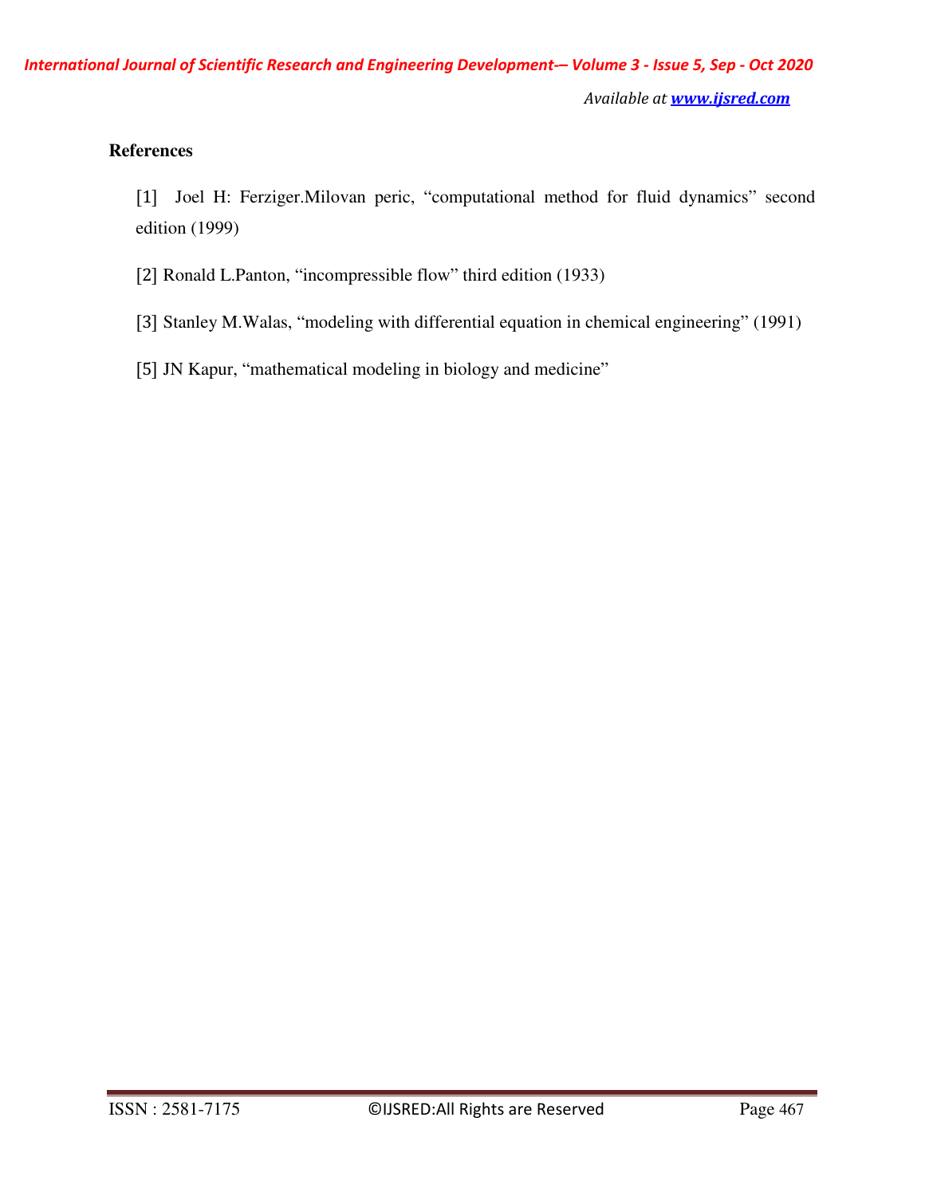**References**

[1] Joel H: Ferziger.Milovan peric, "computational method for fluid dynamics" second edition (1999)

[2] Ronald L.Panton, "incompressible flow" third edition (1933)

[3] Stanley M.Walas, "modeling with differential equation in chemical engineering" (1991)

[5] JN Kapur, "mathematical modeling in biology and medicine"